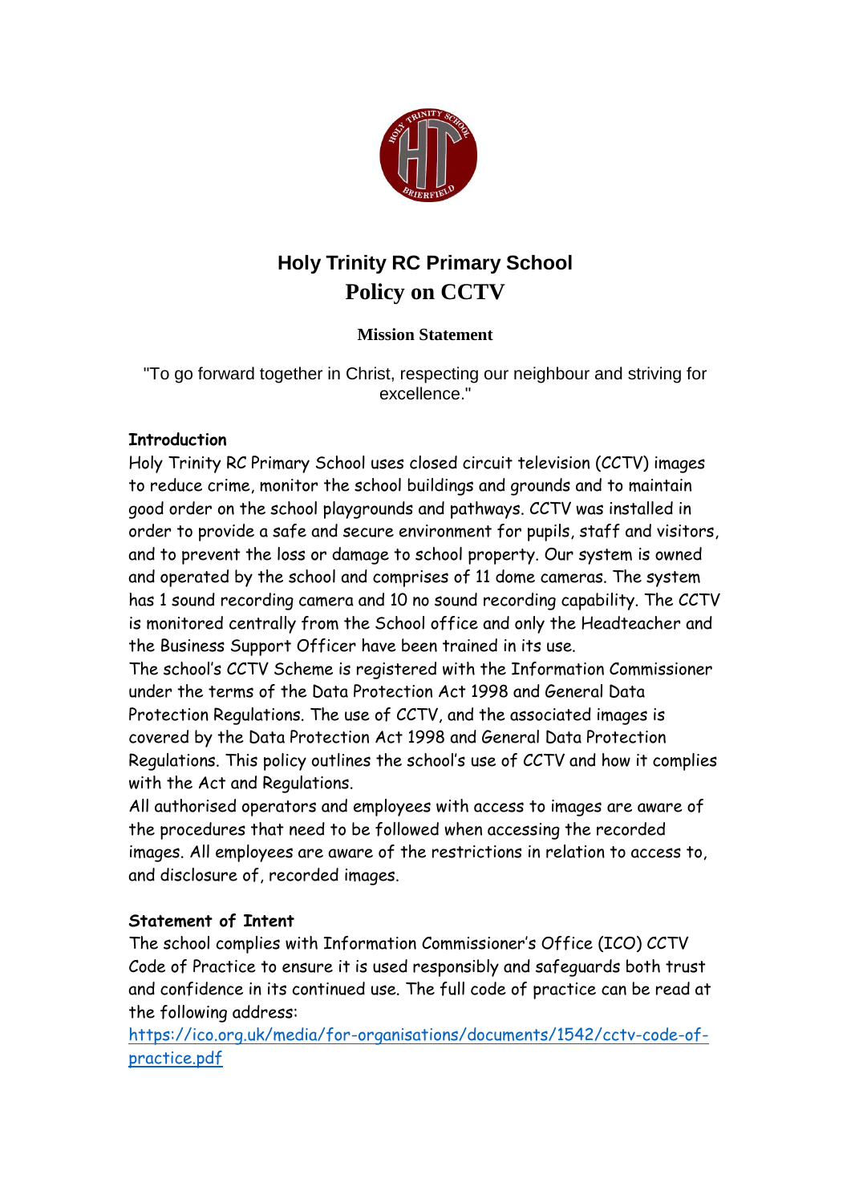# Holy Trinity RC Primary School

# Policy on CCTV

**Mission Statement**

"To go forward together in Christ, respecting our neighbour and striving for excellence."

**Introduction**

Holy Trinity RC Primary School uses closed circuit television (CCTV) images to reduce crime, monitor the school buildings and grounds and to maintain good order on the school playgrounds and pathways. CCTV was installed in order to provide a safe and secure environment for pupils, staff and visitors, and to prevent the loss or damage to school property. Our system is owned and operated by the school and comprises of 11 dome cameras. The system has 1 sound recording camera and 10 no sound recording capability. The CCTV is monitored centrally from the School office and only the Headteacher and the Business Support Officer have been trained in its use.

The school's CCTV Scheme is registered with the Information Commissioner under the terms of the Data Protection Act 1998 and General Data Protection Regulations. The use of CCTV, and the associated images is covered by the Data Protection Act 1998 and General Data Protection Regulations. This policy outlines the school's use of CCTV and how it complies with the Act and Regulations.

All authorised operators and employees with access to images are aware of the procedures that need to be followed when accessing the recorded images. All employees are aware of the restrictions in relation to access to, and disclosure of, recorded images.

**Statement of Intent**

The school complies with Information Commissioner's Office (ICO) CCTV Code of Practice to ensure it is used responsibly and safeguards both trust and confidence in its continued use. The full code of practice can be read at the following address:

https://ico.org.uk/media/for-organisations/documents/1542/cctv-code-of-practice.pdf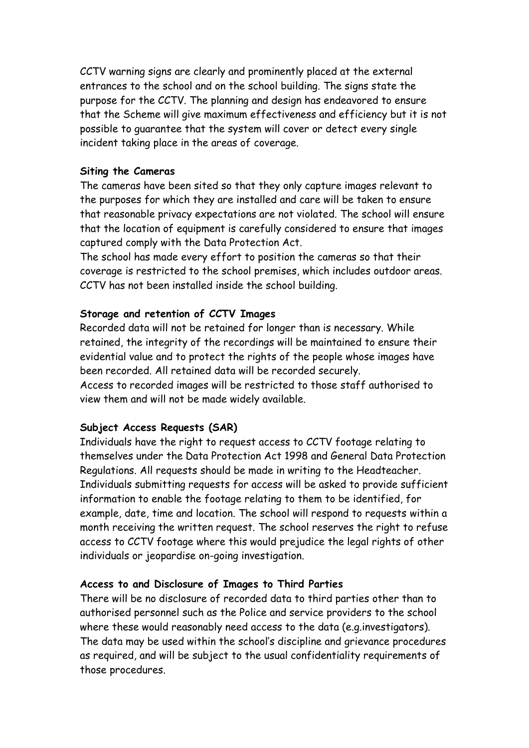CCTV warning signs are clearly and prominently placed at the external entrances to the school and on the school building. The signs state the purpose for the CCTV. The planning and design has endeavored to ensure that the Scheme will give maximum effectiveness and efficiency but it is not possible to guarantee that the system will cover or detect every single incident taking place in the areas of coverage.

**Siting the Cameras**

The cameras have been sited so that they only capture images relevant to the purposes for which they are installed and care will be taken to ensure that reasonable privacy expectations are not violated. The school will ensure that the location of equipment is carefully considered to ensure that images captured comply with the Data Protection Act.

The school has made every effort to position the cameras so that their coverage is restricted to the school premises, which includes outdoor areas. CCTV has not been installed inside the school building.

**Storage and retention of CCTV Images**

Recorded data will not be retained for longer than is necessary. While retained, the integrity of the recordings will be maintained to ensure their evidential value and to protect the rights of the people whose images have been recorded. All retained data will be recorded securely.

Access to recorded images will be restricted to those staff authorised to view them and will not be made widely available.

**Subject Access Requests (SAR)**

Individuals have the right to request access to CCTV footage relating to themselves under the Data Protection Act 1998 and General Data Protection Regulations. All requests should be made in writing to the Headteacher. Individuals submitting requests for access will be asked to provide sufficient information to enable the footage relating to them to be identified, for example, date, time and location. The school will respond to requests within a month receiving the written request. The school reserves the right to refuse access to CCTV footage where this would prejudice the legal rights of other individuals or jeopardise on-going investigation.

**Access to and Disclosure of Images to Third Parties**

There will be no disclosure of recorded data to third parties other than to authorised personnel such as the Police and service providers to the school where these would reasonably need access to the data (e.g.investigators). The data may be used within the school's discipline and grievance procedures as required, and will be subject to the usual confidentiality requirements of those procedures.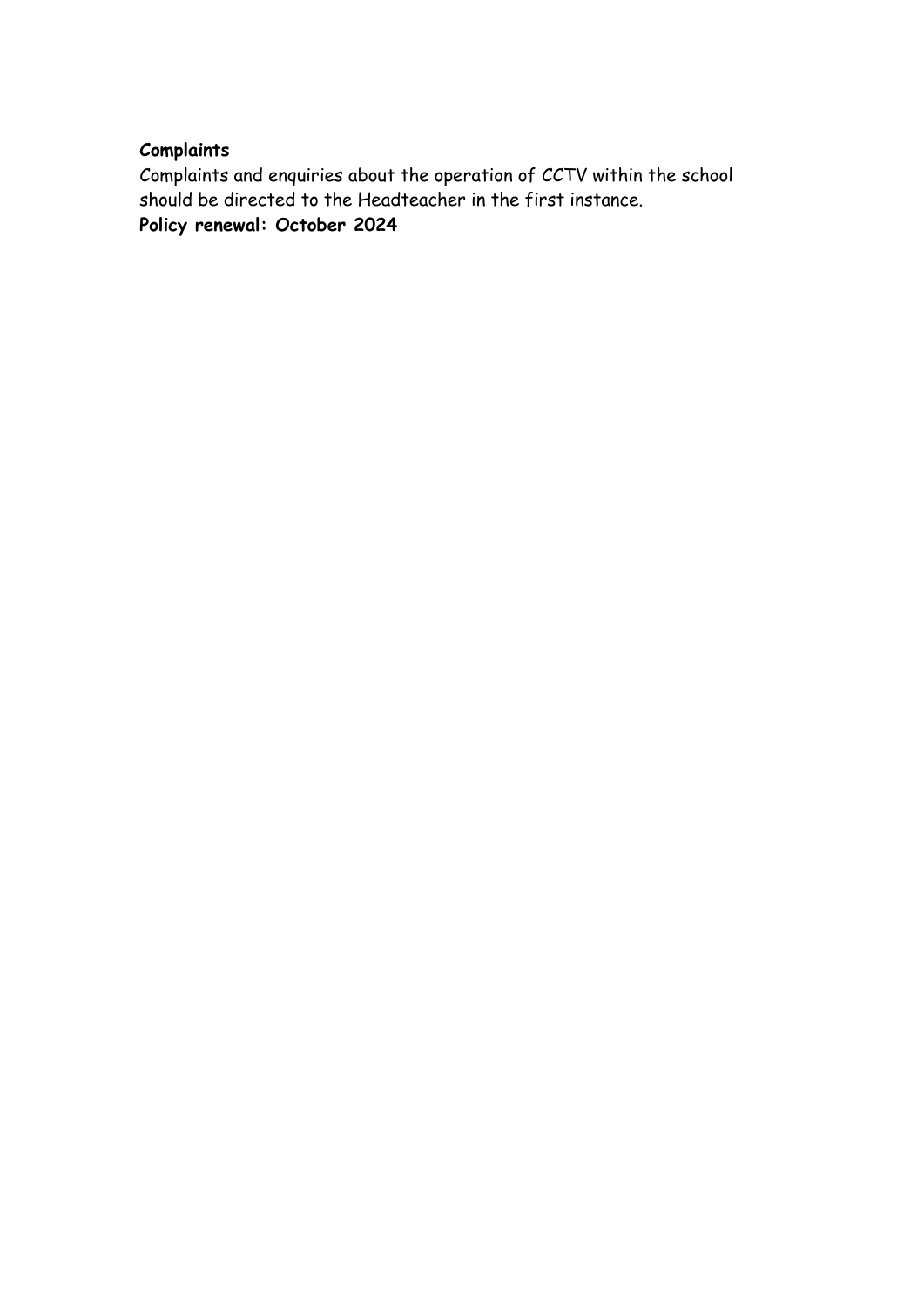**Complaints**

Complaints and enquiries about the operation of CCTV within the school should be directed to the Headteacher in the first instance.

**Policy renewal: October 2024**